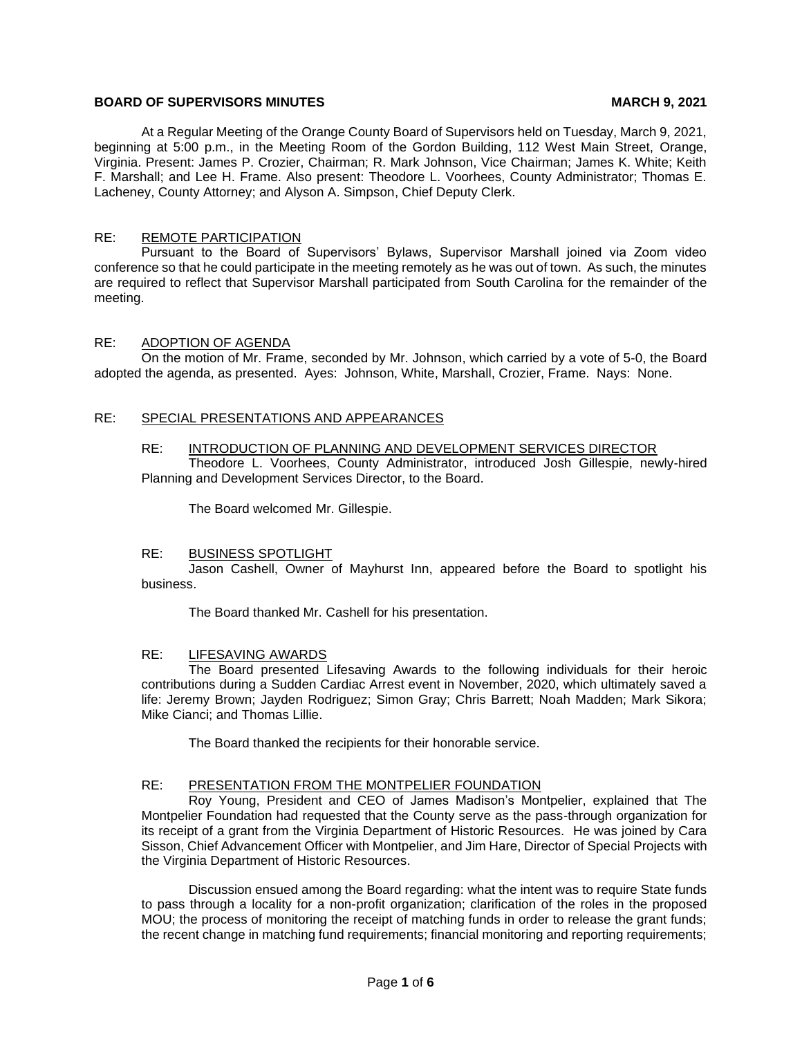**BOARD OF SUPERVISORS MINUTES** **MARCH 9, 2021**

At a Regular Meeting of the Orange County Board of Supervisors held on Tuesday, March 9, 2021, beginning at 5:00 p.m., in the Meeting Room of the Gordon Building, 112 West Main Street, Orange, Virginia. Present: James P. Crozier, Chairman; R. Mark Johnson, Vice Chairman; James K. White; Keith F. Marshall; and Lee H. Frame. Also present: Theodore L. Voorhees, County Administrator; Thomas E. Lacheney, County Attorney; and Alyson A. Simpson, Chief Deputy Clerk.

RE: REMOTE PARTICIPATION

Pursuant to the Board of Supervisors' Bylaws, Supervisor Marshall joined via Zoom video conference so that he could participate in the meeting remotely as he was out of town. As such, the minutes are required to reflect that Supervisor Marshall participated from South Carolina for the remainder of the meeting.

RE: ADOPTION OF AGENDA

On the motion of Mr. Frame, seconded by Mr. Johnson, which carried by a vote of 5-0, the Board adopted the agenda, as presented. Ayes: Johnson, White, Marshall, Crozier, Frame. Nays: None.

RE: SPECIAL PRESENTATIONS AND APPEARANCES

RE: INTRODUCTION OF PLANNING AND DEVELOPMENT SERVICES DIRECTOR

Theodore L. Voorhees, County Administrator, introduced Josh Gillespie, newly-hired Planning and Development Services Director, to the Board.

The Board welcomed Mr. Gillespie.

RE: BUSINESS SPOTLIGHT

Jason Cashell, Owner of Mayhurst Inn, appeared before the Board to spotlight his business.

The Board thanked Mr. Cashell for his presentation.

RE: LIFESAVING AWARDS

The Board presented Lifesaving Awards to the following individuals for their heroic contributions during a Sudden Cardiac Arrest event in November, 2020, which ultimately saved a life: Jeremy Brown; Jayden Rodriguez; Simon Gray; Chris Barrett; Noah Madden; Mark Sikora; Mike Cianci; and Thomas Lillie.

The Board thanked the recipients for their honorable service.

RE: PRESENTATION FROM THE MONTPELIER FOUNDATION

Roy Young, President and CEO of James Madison's Montpelier, explained that The Montpelier Foundation had requested that the County serve as the pass-through organization for its receipt of a grant from the Virginia Department of Historic Resources. He was joined by Cara Sisson, Chief Advancement Officer with Montpelier, and Jim Hare, Director of Special Projects with the Virginia Department of Historic Resources.

Discussion ensued among the Board regarding: what the intent was to require State funds to pass through a locality for a non-profit organization; clarification of the roles in the proposed MOU; the process of monitoring the receipt of matching funds in order to release the grant funds; the recent change in matching fund requirements; financial monitoring and reporting requirements;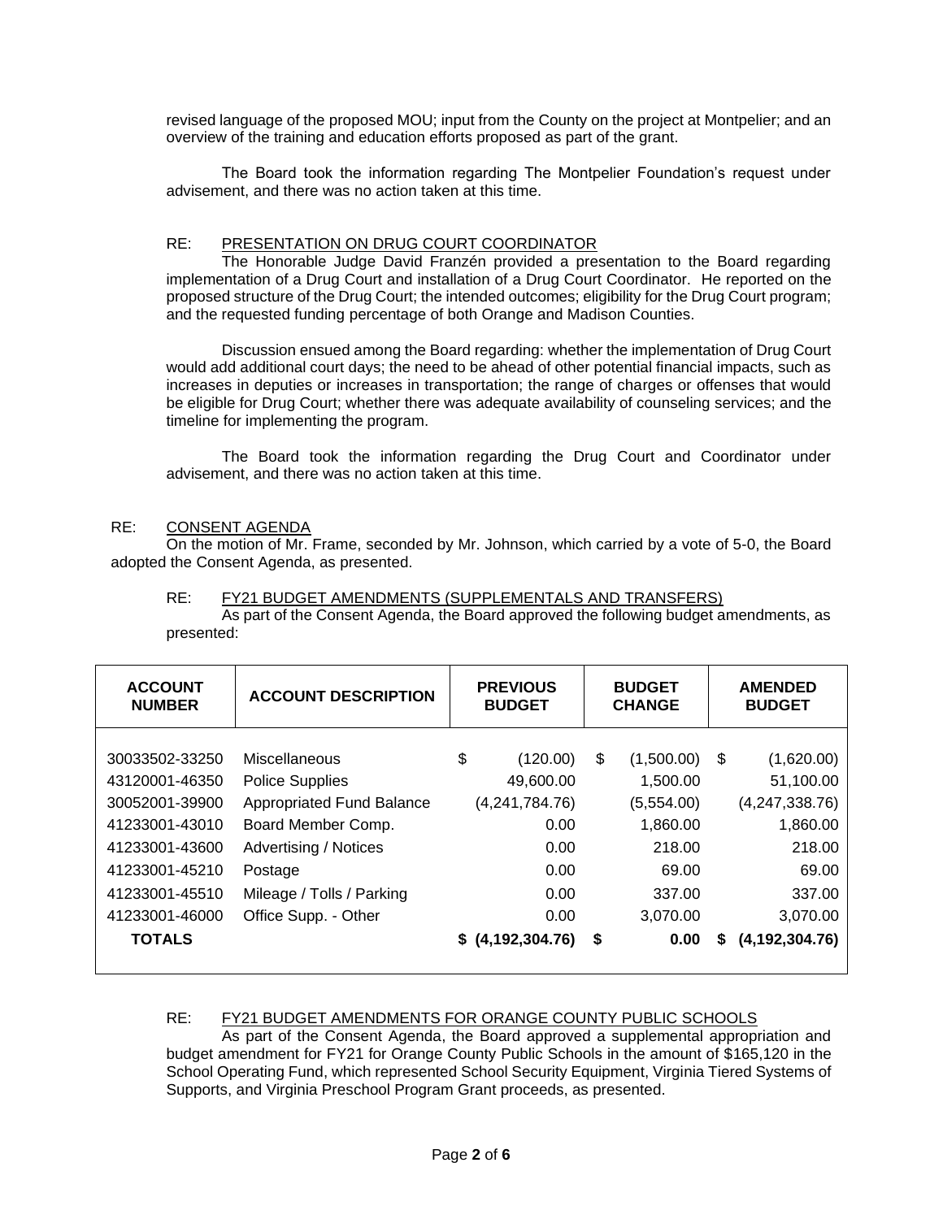revised language of the proposed MOU; input from the County on the project at Montpelier; and an overview of the training and education efforts proposed as part of the grant.

The Board took the information regarding The Montpelier Foundation's request under advisement, and there was no action taken at this time.

RE: PRESENTATION ON DRUG COURT COORDINATOR

The Honorable Judge David Franzén provided a presentation to the Board regarding implementation of a Drug Court and installation of a Drug Court Coordinator. He reported on the proposed structure of the Drug Court; the intended outcomes; eligibility for the Drug Court program; and the requested funding percentage of both Orange and Madison Counties.

Discussion ensued among the Board regarding: whether the implementation of Drug Court would add additional court days; the need to be ahead of other potential financial impacts, such as increases in deputies or increases in transportation; the range of charges or offenses that would be eligible for Drug Court; whether there was adequate availability of counseling services; and the timeline for implementing the program.

The Board took the information regarding the Drug Court and Coordinator under advisement, and there was no action taken at this time.

RE: CONSENT AGENDA

On the motion of Mr. Frame, seconded by Mr. Johnson, which carried by a vote of 5-0, the Board adopted the Consent Agenda, as presented.

RE: FY21 BUDGET AMENDMENTS (SUPPLEMENTALS AND TRANSFERS)

As part of the Consent Agenda, the Board approved the following budget amendments, as presented:

| ACCOUNT NUMBER | ACCOUNT DESCRIPTION | PREVIOUS BUDGET | BUDGET CHANGE | AMENDED BUDGET |
|---|---|---|---|---|
| 30033502-33250 | Miscellaneous | $ (120.00) | $ (1,500.00) | $ (1,620.00) |
| 43120001-46350 | Police Supplies | 49,600.00 | 1,500.00 | 51,100.00 |
| 30052001-39900 | Appropriated Fund Balance | (4,241,784.76) | (5,554.00) | (4,247,338.76) |
| 41233001-43010 | Board Member Comp. | 0.00 | 1,860.00 | 1,860.00 |
| 41233001-43600 | Advertising / Notices | 0.00 | 218.00 | 218.00 |
| 41233001-45210 | Postage | 0.00 | 69.00 | 69.00 |
| 41233001-45510 | Mileage / Tolls / Parking | 0.00 | 337.00 | 337.00 |
| 41233001-46000 | Office Supp. - Other | 0.00 | 3,070.00 | 3,070.00 |
| **TOTALS** | | **$ (4,192,304.76)** | **$ 0.00** | **$ (4,192,304.76)** |

RE: FY21 BUDGET AMENDMENTS FOR ORANGE COUNTY PUBLIC SCHOOLS

As part of the Consent Agenda, the Board approved a supplemental appropriation and budget amendment for FY21 for Orange County Public Schools in the amount of $165,120 in the School Operating Fund, which represented School Security Equipment, Virginia Tiered Systems of Supports, and Virginia Preschool Program Grant proceeds, as presented.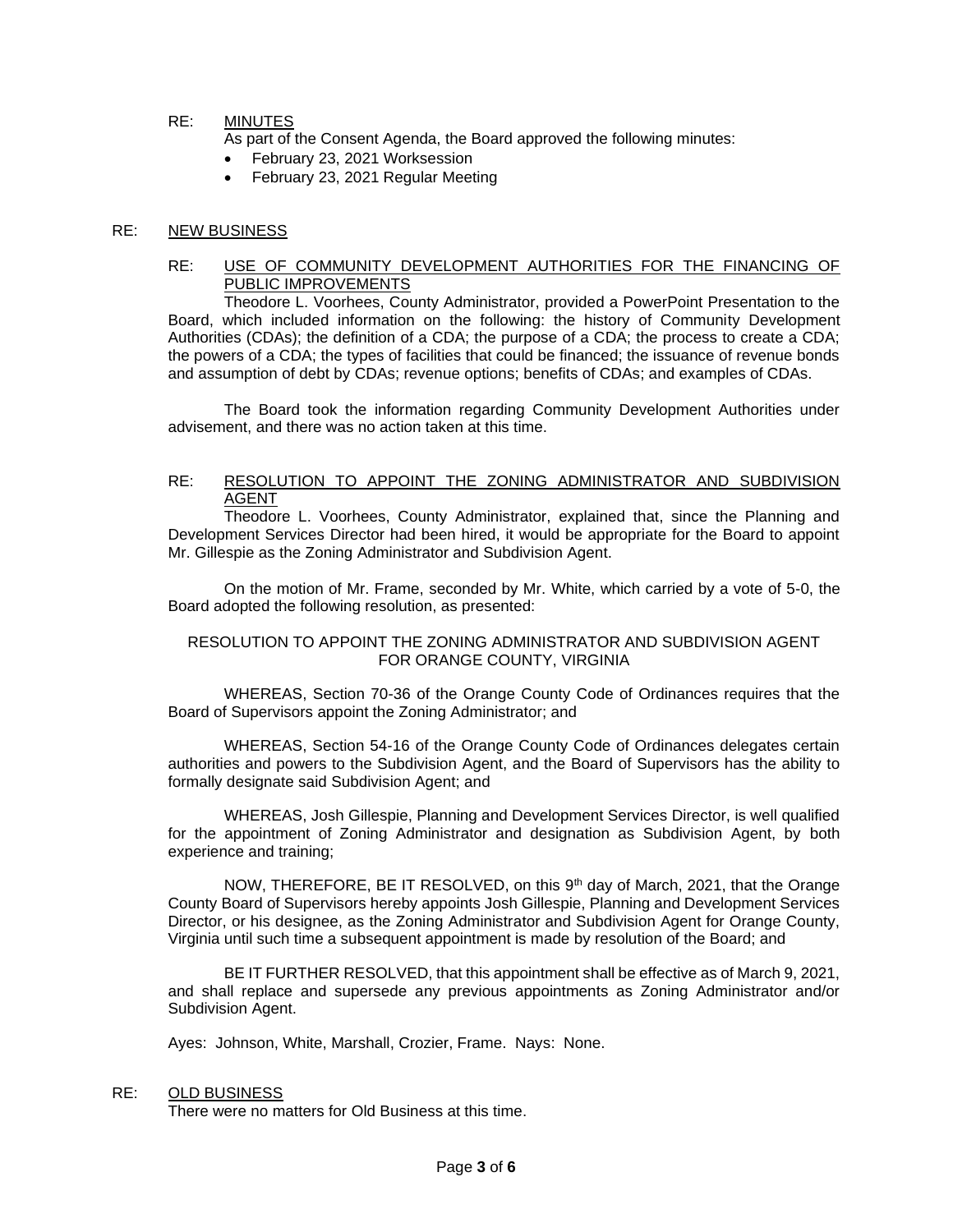RE: <u>MINUTES</u>

As part of the Consent Agenda, the Board approved the following minutes:

- February 23, 2021 Worksession
- February 23, 2021 Regular Meeting

RE: <u>NEW BUSINESS</u>

RE: <u>USE OF COMMUNITY DEVELOPMENT AUTHORITIES FOR THE FINANCING OF PUBLIC IMPROVEMENTS</u>

Theodore L. Voorhees, County Administrator, provided a PowerPoint Presentation to the Board, which included information on the following: the history of Community Development Authorities (CDAs); the definition of a CDA; the purpose of a CDA; the process to create a CDA; the powers of a CDA; the types of facilities that could be financed; the issuance of revenue bonds and assumption of debt by CDAs; revenue options; benefits of CDAs; and examples of CDAs.

The Board took the information regarding Community Development Authorities under advisement, and there was no action taken at this time.

RE: <u>RESOLUTION TO APPOINT THE ZONING ADMINISTRATOR AND SUBDIVISION AGENT</u>

Theodore L. Voorhees, County Administrator, explained that, since the Planning and Development Services Director had been hired, it would be appropriate for the Board to appoint Mr. Gillespie as the Zoning Administrator and Subdivision Agent.

On the motion of Mr. Frame, seconded by Mr. White, which carried by a vote of 5-0, the Board adopted the following resolution, as presented:

RESOLUTION TO APPOINT THE ZONING ADMINISTRATOR AND SUBDIVISION AGENT FOR ORANGE COUNTY, VIRGINIA

WHEREAS, Section 70-36 of the Orange County Code of Ordinances requires that the Board of Supervisors appoint the Zoning Administrator; and

WHEREAS, Section 54-16 of the Orange County Code of Ordinances delegates certain authorities and powers to the Subdivision Agent, and the Board of Supervisors has the ability to formally designate said Subdivision Agent; and

WHEREAS, Josh Gillespie, Planning and Development Services Director, is well qualified for the appointment of Zoning Administrator and designation as Subdivision Agent, by both experience and training;

NOW, THEREFORE, BE IT RESOLVED, on this 9th day of March, 2021, that the Orange County Board of Supervisors hereby appoints Josh Gillespie, Planning and Development Services Director, or his designee, as the Zoning Administrator and Subdivision Agent for Orange County, Virginia until such time a subsequent appointment is made by resolution of the Board; and

BE IT FURTHER RESOLVED, that this appointment shall be effective as of March 9, 2021, and shall replace and supersede any previous appointments as Zoning Administrator and/or Subdivision Agent.

Ayes: Johnson, White, Marshall, Crozier, Frame. Nays: None.

RE: <u>OLD BUSINESS</u>

There were no matters for Old Business at this time.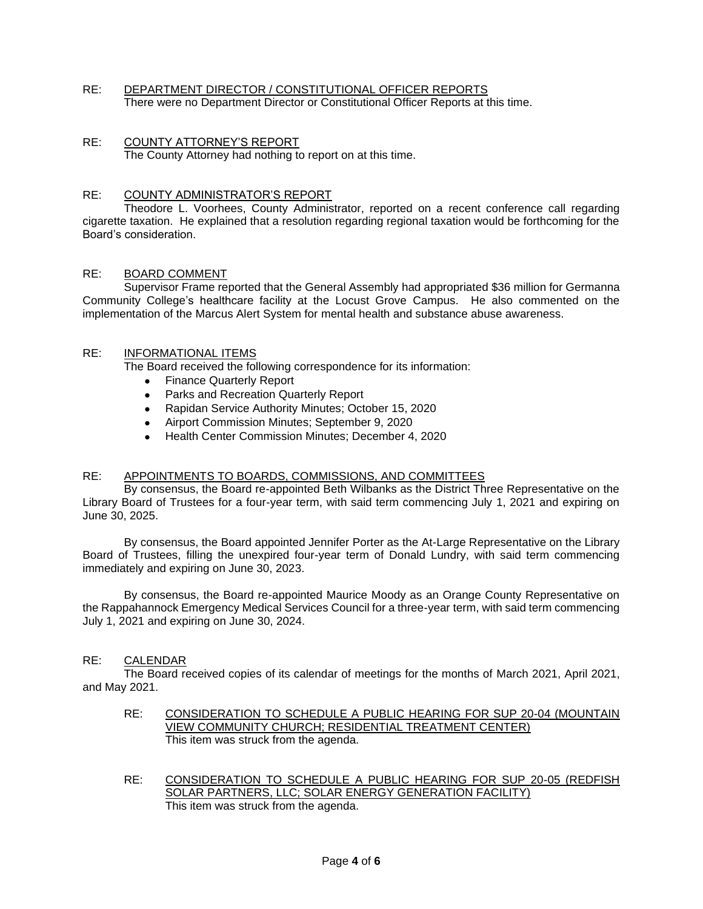RE: DEPARTMENT DIRECTOR / CONSTITUTIONAL OFFICER REPORTS

There were no Department Director or Constitutional Officer Reports at this time.

RE: COUNTY ATTORNEY'S REPORT

The County Attorney had nothing to report on at this time.

RE: COUNTY ADMINISTRATOR'S REPORT

Theodore L. Voorhees, County Administrator, reported on a recent conference call regarding cigarette taxation. He explained that a resolution regarding regional taxation would be forthcoming for the Board's consideration.

RE: BOARD COMMENT

Supervisor Frame reported that the General Assembly had appropriated $36 million for Germanna Community College's healthcare facility at the Locust Grove Campus. He also commented on the implementation of the Marcus Alert System for mental health and substance abuse awareness.

RE: INFORMATIONAL ITEMS

The Board received the following correspondence for its information:

- Finance Quarterly Report
- Parks and Recreation Quarterly Report
- Rapidan Service Authority Minutes; October 15, 2020
- Airport Commission Minutes; September 9, 2020
- Health Center Commission Minutes; December 4, 2020

RE: APPOINTMENTS TO BOARDS, COMMISSIONS, AND COMMITTEES

By consensus, the Board re-appointed Beth Wilbanks as the District Three Representative on the Library Board of Trustees for a four-year term, with said term commencing July 1, 2021 and expiring on June 30, 2025.

By consensus, the Board appointed Jennifer Porter as the At-Large Representative on the Library Board of Trustees, filling the unexpired four-year term of Donald Lundry, with said term commencing immediately and expiring on June 30, 2023.

By consensus, the Board re-appointed Maurice Moody as an Orange County Representative on the Rappahannock Emergency Medical Services Council for a three-year term, with said term commencing July 1, 2021 and expiring on June 30, 2024.

RE: CALENDAR

The Board received copies of its calendar of meetings for the months of March 2021, April 2021, and May 2021.

RE: CONSIDERATION TO SCHEDULE A PUBLIC HEARING FOR SUP 20-04 (MOUNTAIN VIEW COMMUNITY CHURCH; RESIDENTIAL TREATMENT CENTER)

This item was struck from the agenda.

RE: CONSIDERATION TO SCHEDULE A PUBLIC HEARING FOR SUP 20-05 (REDFISH SOLAR PARTNERS, LLC; SOLAR ENERGY GENERATION FACILITY)

This item was struck from the agenda.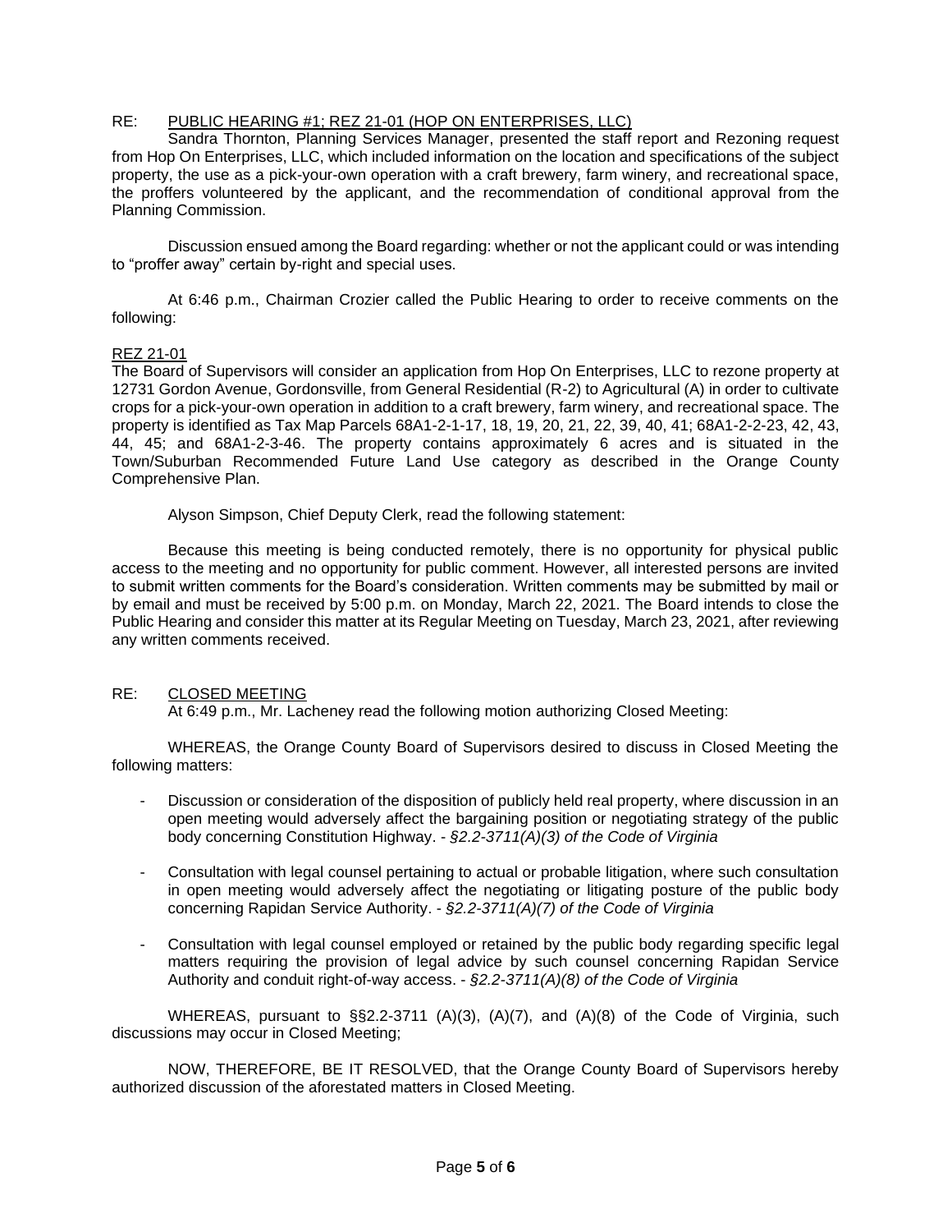RE: <u>PUBLIC HEARING #1; REZ 21-01 (HOP ON ENTERPRISES, LLC)</u>

Sandra Thornton, Planning Services Manager, presented the staff report and Rezoning request from Hop On Enterprises, LLC, which included information on the location and specifications of the subject property, the use as a pick-your-own operation with a craft brewery, farm winery, and recreational space, the proffers volunteered by the applicant, and the recommendation of conditional approval from the Planning Commission.

Discussion ensued among the Board regarding: whether or not the applicant could or was intending to "proffer away" certain by-right and special uses.

At 6:46 p.m., Chairman Crozier called the Public Hearing to order to receive comments on the following:

<u>REZ 21-01</u>

The Board of Supervisors will consider an application from Hop On Enterprises, LLC to rezone property at 12731 Gordon Avenue, Gordonsville, from General Residential (R-2) to Agricultural (A) in order to cultivate crops for a pick-your-own operation in addition to a craft brewery, farm winery, and recreational space. The property is identified as Tax Map Parcels 68A1-2-1-17, 18, 19, 20, 21, 22, 39, 40, 41; 68A1-2-2-23, 42, 43, 44, 45; and 68A1-2-3-46. The property contains approximately 6 acres and is situated in the Town/Suburban Recommended Future Land Use category as described in the Orange County Comprehensive Plan.

Alyson Simpson, Chief Deputy Clerk, read the following statement:

Because this meeting is being conducted remotely, there is no opportunity for physical public access to the meeting and no opportunity for public comment. However, all interested persons are invited to submit written comments for the Board's consideration. Written comments may be submitted by mail or by email and must be received by 5:00 p.m. on Monday, March 22, 2021. The Board intends to close the Public Hearing and consider this matter at its Regular Meeting on Tuesday, March 23, 2021, after reviewing any written comments received.

RE: <u>CLOSED MEETING</u>

At 6:49 p.m., Mr. Lacheney read the following motion authorizing Closed Meeting:

WHEREAS, the Orange County Board of Supervisors desired to discuss in Closed Meeting the following matters:

- Discussion or consideration of the disposition of publicly held real property, where discussion in an open meeting would adversely affect the bargaining position or negotiating strategy of the public body concerning Constitution Highway. - *§2.2-3711(A)(3) of the Code of Virginia*
- Consultation with legal counsel pertaining to actual or probable litigation, where such consultation in open meeting would adversely affect the negotiating or litigating posture of the public body concerning Rapidan Service Authority. - *§2.2-3711(A)(7) of the Code of Virginia*
- Consultation with legal counsel employed or retained by the public body regarding specific legal matters requiring the provision of legal advice by such counsel concerning Rapidan Service Authority and conduit right-of-way access. - *§2.2-3711(A)(8) of the Code of Virginia*

WHEREAS, pursuant to §§2.2-3711 (A)(3), (A)(7), and (A)(8) of the Code of Virginia, such discussions may occur in Closed Meeting;

NOW, THEREFORE, BE IT RESOLVED, that the Orange County Board of Supervisors hereby authorized discussion of the aforestated matters in Closed Meeting.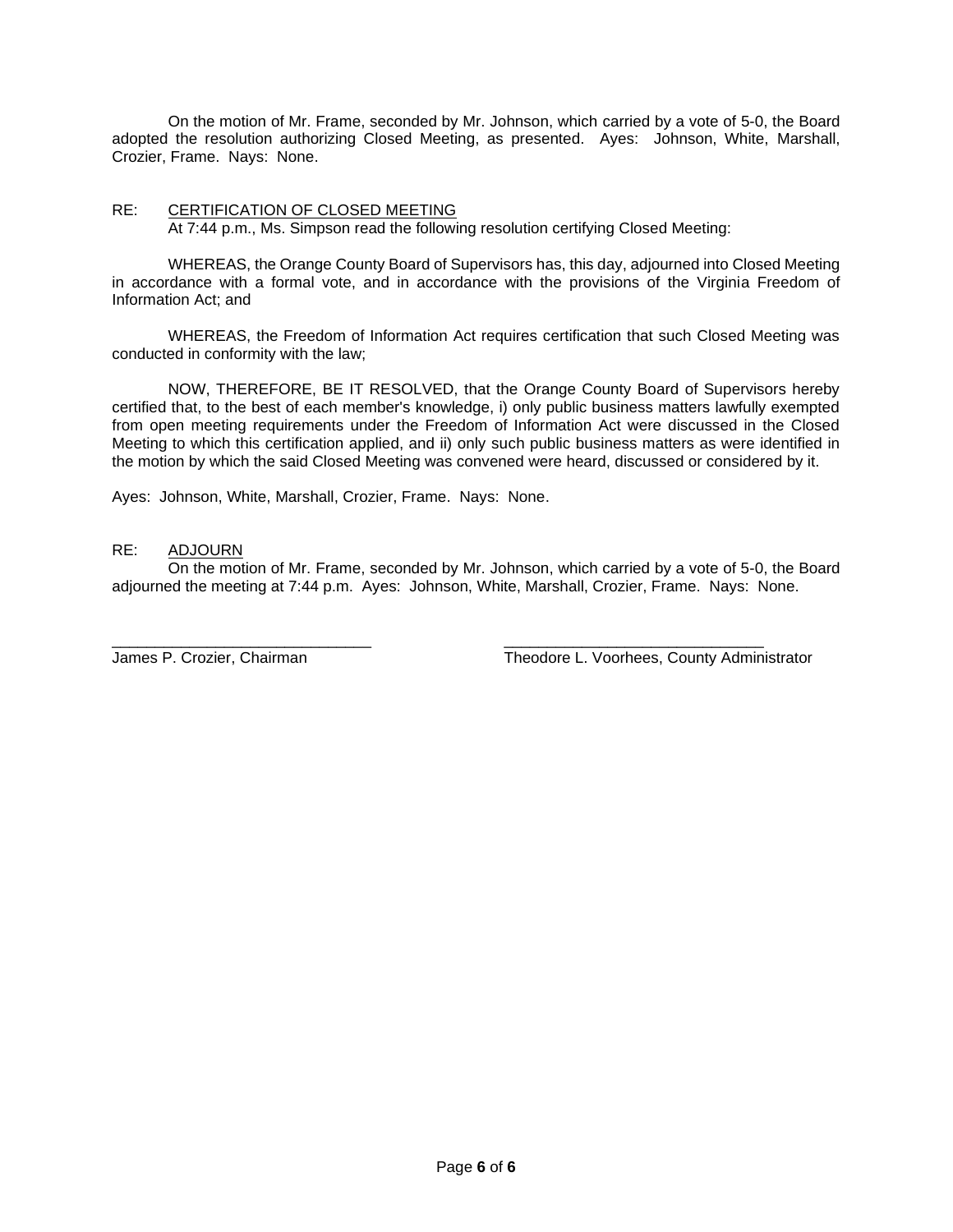On the motion of Mr. Frame, seconded by Mr. Johnson, which carried by a vote of 5-0, the Board adopted the resolution authorizing Closed Meeting, as presented. Ayes: Johnson, White, Marshall, Crozier, Frame. Nays: None.

RE: CERTIFICATION OF CLOSED MEETING

At 7:44 p.m., Ms. Simpson read the following resolution certifying Closed Meeting:

WHEREAS, the Orange County Board of Supervisors has, this day, adjourned into Closed Meeting in accordance with a formal vote, and in accordance with the provisions of the Virginia Freedom of Information Act; and

WHEREAS, the Freedom of Information Act requires certification that such Closed Meeting was conducted in conformity with the law;

NOW, THEREFORE, BE IT RESOLVED, that the Orange County Board of Supervisors hereby certified that, to the best of each member's knowledge, i) only public business matters lawfully exempted from open meeting requirements under the Freedom of Information Act were discussed in the Closed Meeting to which this certification applied, and ii) only such public business matters as were identified in the motion by which the said Closed Meeting was convened were heard, discussed or considered by it.

Ayes: Johnson, White, Marshall, Crozier, Frame. Nays: None.

RE: ADJOURN

On the motion of Mr. Frame, seconded by Mr. Johnson, which carried by a vote of 5-0, the Board adjourned the meeting at 7:44 p.m. Ayes: Johnson, White, Marshall, Crozier, Frame. Nays: None.

______________________________ James P. Crozier, Chairman

______________________________ Theodore L. Voorhees, County Administrator